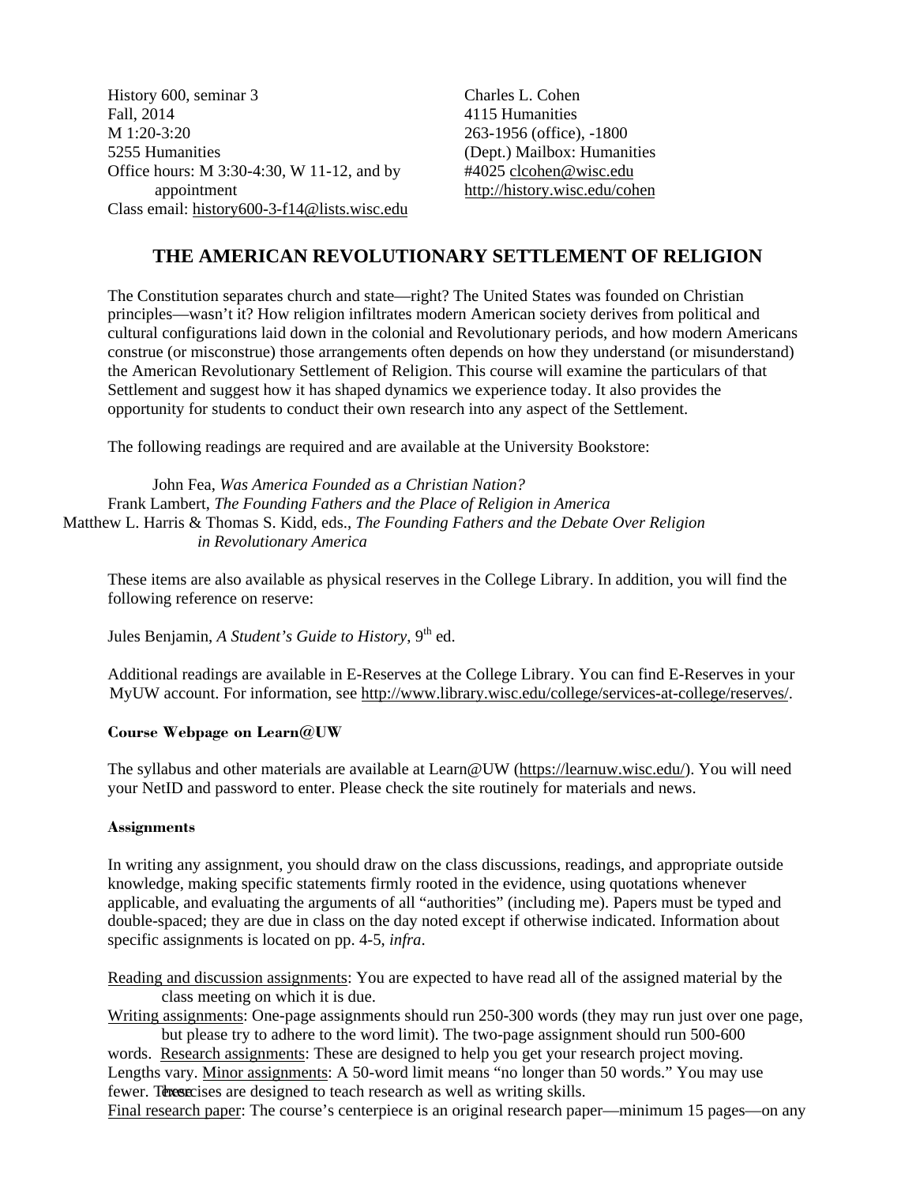History 600, seminar 3
Fall, 2014
M 1:20-3:20
5255 Humanities
Office hours: M 3:30-4:30, W 11-12, and by appointment
Class email: history600-3-f14@lists.wisc.edu

Charles L. Cohen
4115 Humanities
263-1956 (office), -1800
(Dept.) Mailbox: Humanities #4025 clcohen@wisc.edu
http://history.wisc.edu/cohen

# THE AMERICAN REVOLUTIONARY SETTLEMENT OF RELIGION

The Constitution separates church and state—right? The United States was founded on Christian principles—wasn't it? How religion infiltrates modern American society derives from political and cultural configurations laid down in the colonial and Revolutionary periods, and how modern Americans construe (or misconstrue) those arrangements often depends on how they understand (or misunderstand) the American Revolutionary Settlement of Religion. This course will examine the particulars of that Settlement and suggest how it has shaped dynamics we experience today. It also provides the opportunity for students to conduct their own research into any aspect of the Settlement.

The following readings are required and are available at the University Bookstore:

John Fea, *Was America Founded as a Christian Nation?*
Frank Lambert, *The Founding Fathers and the Place of Religion in America*
Matthew L. Harris & Thomas S. Kidd, eds., *The Founding Fathers and the Debate Over Religion in Revolutionary America*

These items are also available as physical reserves in the College Library. In addition, you will find the following reference on reserve:

Jules Benjamin, *A Student's Guide to History*, 9th ed.

Additional readings are available in E-Reserves at the College Library. You can find E-Reserves in your MyUW account. For information, see http://www.library.wisc.edu/college/services-at-college/reserves/.

### Course Webpage on Learn@UW

The syllabus and other materials are available at Learn@UW (https://learnuw.wisc.edu/). You will need your NetID and password to enter. Please check the site routinely for materials and news.

### Assignments

In writing any assignment, you should draw on the class discussions, readings, and appropriate outside knowledge, making specific statements firmly rooted in the evidence, using quotations whenever applicable, and evaluating the arguments of all "authorities" (including me). Papers must be typed and double-spaced; they are due in class on the day noted except if otherwise indicated. Information about specific assignments is located on pp. 4-5, *infra*.

Reading and discussion assignments: You are expected to have read all of the assigned material by the class meeting on which it is due.

Writing assignments: One-page assignments should run 250-300 words (they may run just over one page, but please try to adhere to the word limit). The two-page assignment should run 500-600 words. Research assignments: These are designed to help you get your research project moving. Lengths vary. Minor assignments: A 50-word limit means "no longer than 50 words." You may use fewer. These exercises are designed to teach research as well as writing skills.

Final research paper: The course's centerpiece is an original research paper—minimum 15 pages—on any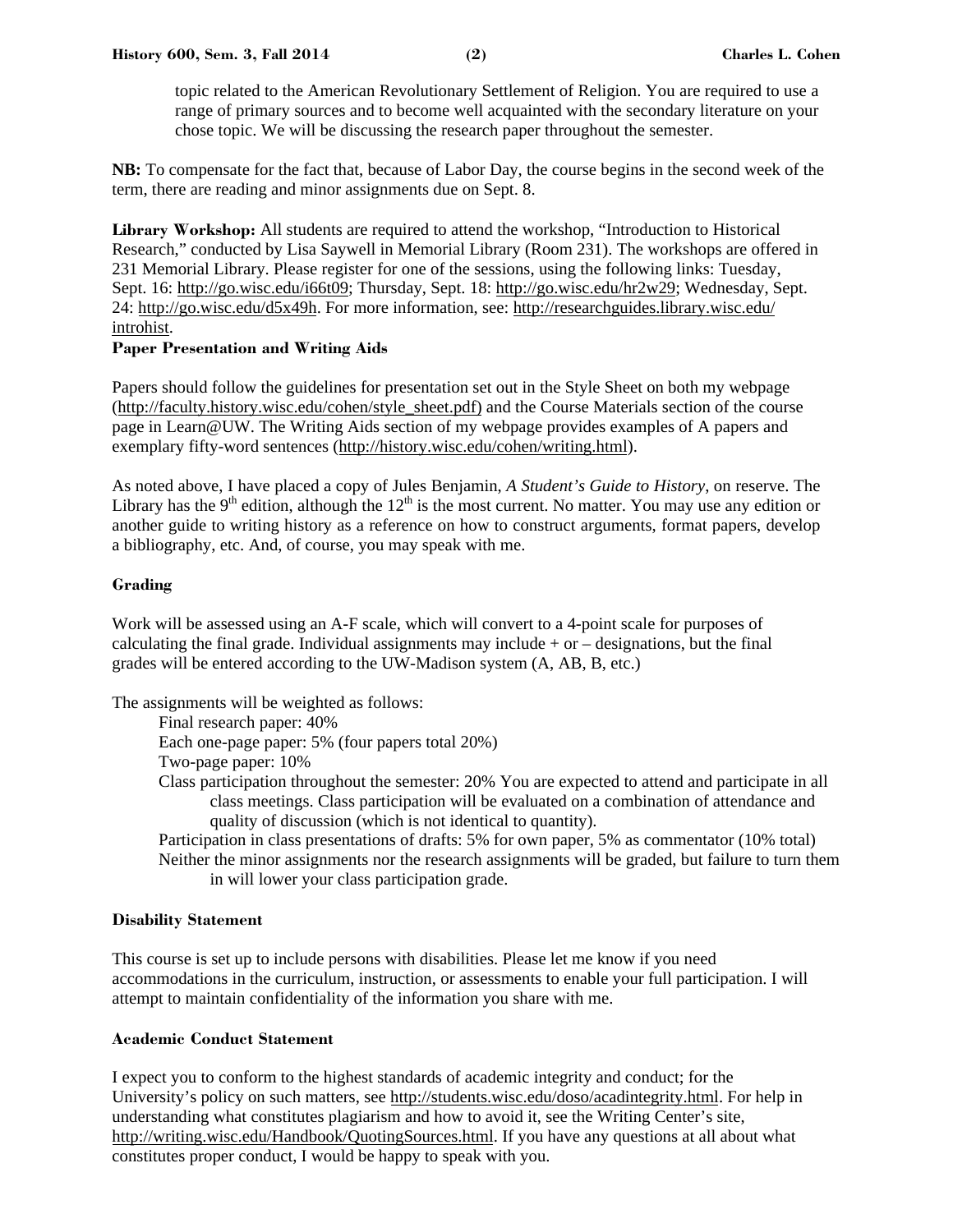topic related to the American Revolutionary Settlement of Religion. You are required to use a range of primary sources and to become well acquainted with the secondary literature on your chose topic. We will be discussing the research paper throughout the semester.

**NB:** To compensate for the fact that, because of Labor Day, the course begins in the second week of the term, there are reading and minor assignments due on Sept. 8.

**Library Workshop:** All students are required to attend the workshop, "Introduction to Historical Research," conducted by Lisa Saywell in Memorial Library (Room 231). The workshops are offered in 231 Memorial Library. Please register for one of the sessions, using the following links: Tuesday, Sept. 16: http://go.wisc.edu/i66t09; Thursday, Sept. 18: http://go.wisc.edu/hr2w29; Wednesday, Sept. 24: http://go.wisc.edu/d5x49h. For more information, see: http://researchguides.library.wisc.edu/introhist.

### Paper Presentation and Writing Aids

Papers should follow the guidelines for presentation set out in the Style Sheet on both my webpage (http://faculty.history.wisc.edu/cohen/style_sheet.pdf) and the Course Materials section of the course page in Learn@UW. The Writing Aids section of my webpage provides examples of A papers and exemplary fifty-word sentences (http://history.wisc.edu/cohen/writing.html).

As noted above, I have placed a copy of Jules Benjamin, *A Student's Guide to History*, on reserve. The Library has the 9th edition, although the 12th is the most current. No matter. You may use any edition or another guide to writing history as a reference on how to construct arguments, format papers, develop a bibliography, etc. And, of course, you may speak with me.

### Grading

Work will be assessed using an A-F scale, which will convert to a 4-point scale for purposes of calculating the final grade. Individual assignments may include + or – designations, but the final grades will be entered according to the UW-Madison system (A, AB, B, etc.)

The assignments will be weighted as follows:

- Final research paper: 40%
- Each one-page paper: 5% (four papers total 20%)
- Two-page paper: 10%
- Class participation throughout the semester: 20% You are expected to attend and participate in all class meetings. Class participation will be evaluated on a combination of attendance and quality of discussion (which is not identical to quantity).
- Participation in class presentations of drafts: 5% for own paper, 5% as commentator (10% total)
- Neither the minor assignments nor the research assignments will be graded, but failure to turn them in will lower your class participation grade.

### Disability Statement

This course is set up to include persons with disabilities. Please let me know if you need accommodations in the curriculum, instruction, or assessments to enable your full participation. I will attempt to maintain confidentiality of the information you share with me.

### Academic Conduct Statement

I expect you to conform to the highest standards of academic integrity and conduct; for the University's policy on such matters, see http://students.wisc.edu/doso/acadintegrity.html. For help in understanding what constitutes plagiarism and how to avoid it, see the Writing Center's site, http://writing.wisc.edu/Handbook/QuotingSources.html. If you have any questions at all about what constitutes proper conduct, I would be happy to speak with you.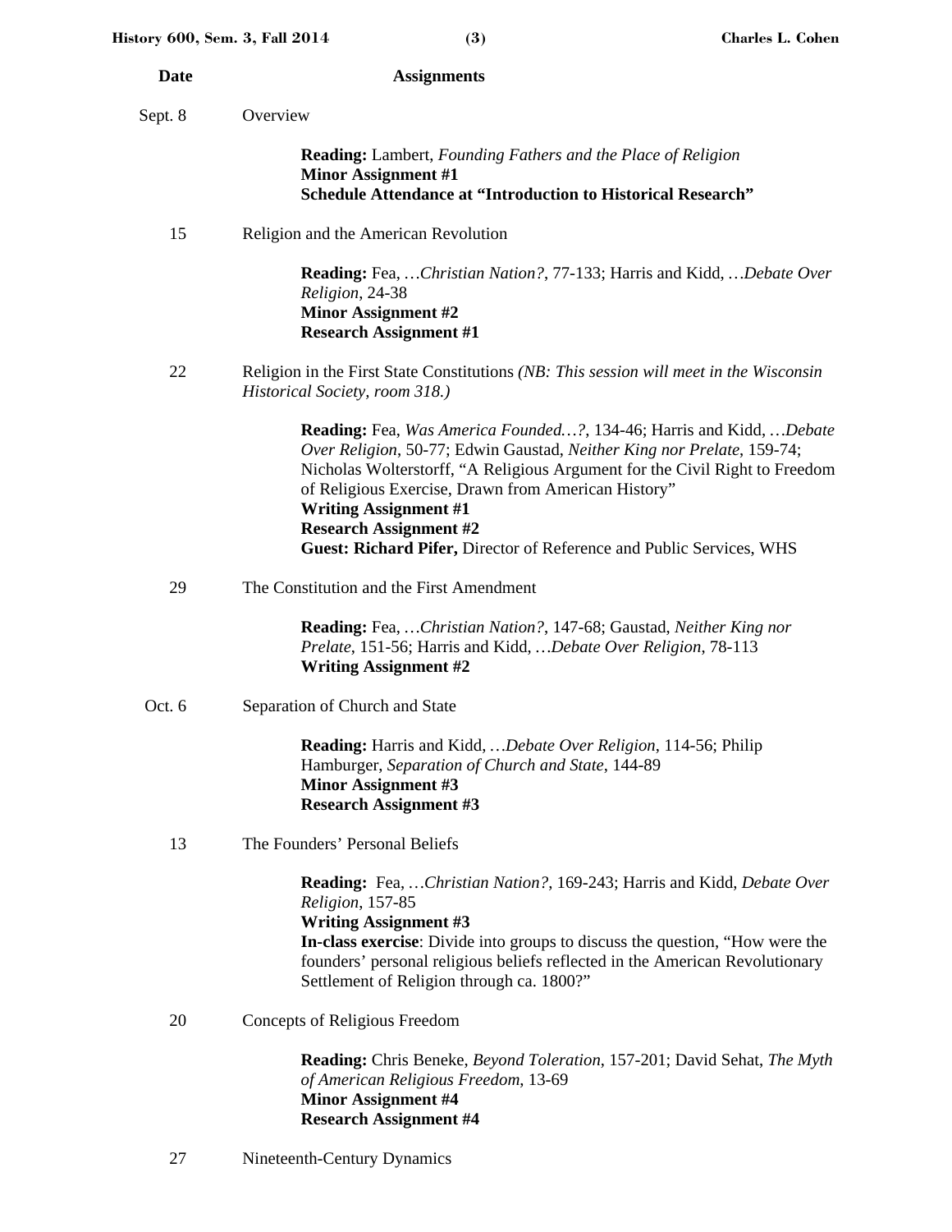| Date | Assignments |
| --- | --- |
| Sept. 8 | Overview<br><br>**Reading:** Lambert, *Founding Fathers and the Place of Religion*<br>**Minor Assignment #1**<br>**Schedule Attendance at "Introduction to Historical Research"** |
| 15 | Religion and the American Revolution<br><br>**Reading:** Fea, *…Christian Nation?*, 77-133; Harris and Kidd, *…Debate Over Religion*, 24-38<br>**Minor Assignment #2**<br>**Research Assignment #1** |
| 22 | Religion in the First State Constitutions *(NB: This session will meet in the Wisconsin Historical Society, room 318.)*<br><br>**Reading:** Fea, *Was America Founded…?*, 134-46; Harris and Kidd, *…Debate Over Religion*, 50-77; Edwin Gaustad, *Neither King nor Prelate*, 159-74; Nicholas Wolterstorff, "A Religious Argument for the Civil Right to Freedom of Religious Exercise, Drawn from American History"<br>**Writing Assignment #1**<br>**Research Assignment #2**<br>**Guest: Richard Pifer,** Director of Reference and Public Services, WHS |
| 29 | The Constitution and the First Amendment<br><br>**Reading:** Fea, *…Christian Nation?*, 147-68; Gaustad, *Neither King nor Prelate*, 151-56; Harris and Kidd, *…Debate Over Religion*, 78-113<br>**Writing Assignment #2** |
| Oct. 6 | Separation of Church and State<br><br>**Reading:** Harris and Kidd, *…Debate Over Religion*, 114-56; Philip Hamburger, *Separation of Church and State*, 144-89<br>**Minor Assignment #3**<br>**Research Assignment #3** |
| 13 | The Founders' Personal Beliefs<br><br>**Reading:** Fea, *…Christian Nation?*, 169-243; Harris and Kidd, *Debate Over Religion*, 157-85<br>**Writing Assignment #3**<br>**In-class exercise**: Divide into groups to discuss the question, "How were the founders' personal religious beliefs reflected in the American Revolutionary Settlement of Religion through ca. 1800?" |
| 20 | Concepts of Religious Freedom<br><br>**Reading:** Chris Beneke, *Beyond Toleration*, 157-201; David Sehat, *The Myth of American Religious Freedom*, 13-69<br>**Minor Assignment #4**<br>**Research Assignment #4** |
| 27 | Nineteenth-Century Dynamics |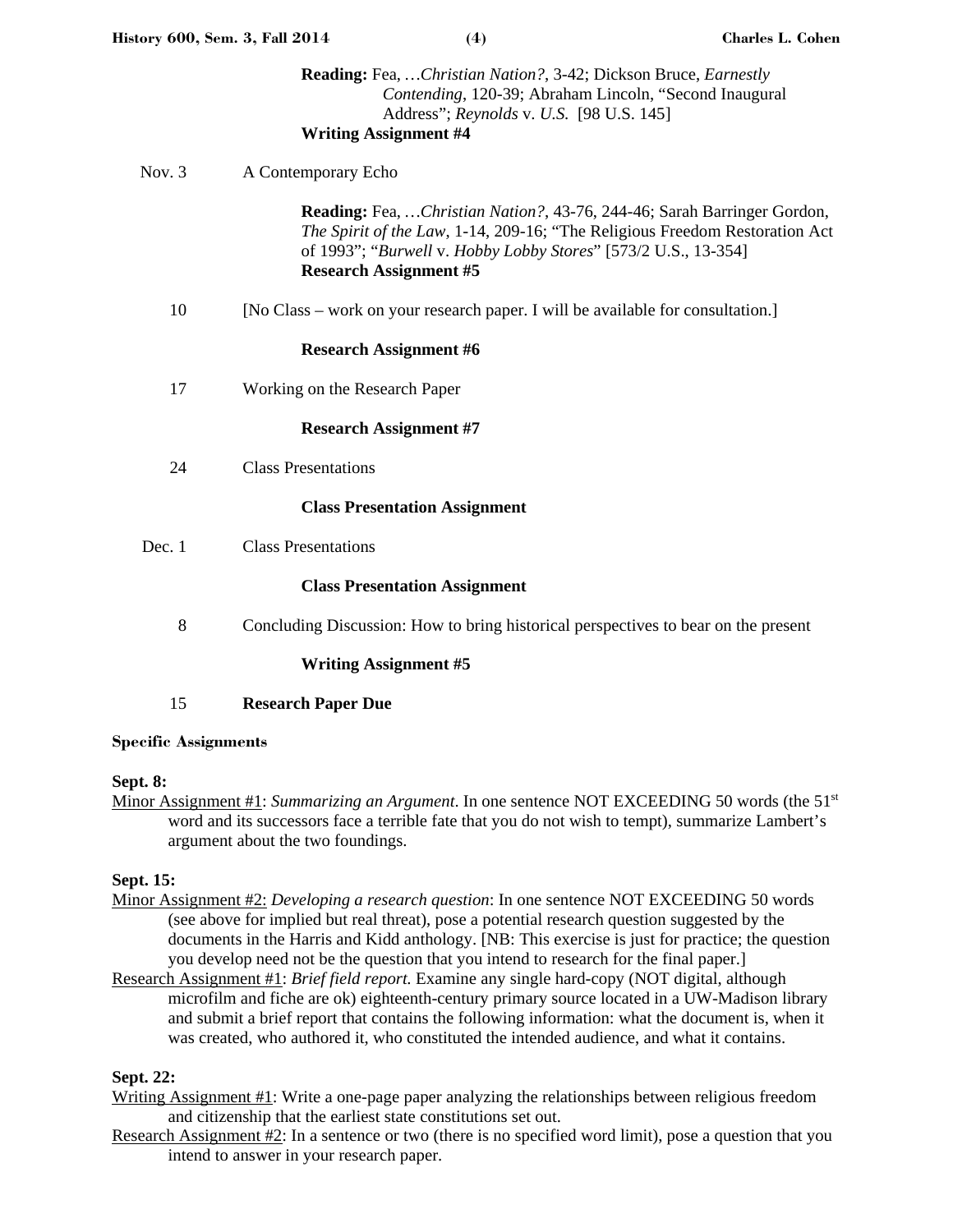**Reading:** Fea, …*Christian Nation?*, 3-42; Dickson Bruce, *Earnestly Contending*, 120-39; Abraham Lincoln, "Second Inaugural Address"; *Reynolds* v. *U.S.* [98 U.S. 145]
**Writing Assignment #4**

Nov. 3 A Contemporary Echo

**Reading:** Fea, …*Christian Nation?*, 43-76, 244-46; Sarah Barringer Gordon, *The Spirit of the Law*, 1-14, 209-16; "The Religious Freedom Restoration Act of 1993"; "*Burwell* v. *Hobby Lobby Stores*" [573/2 U.S., 13-354]
**Research Assignment #5**

10 [No Class – work on your research paper. I will be available for consultation.]

**Research Assignment #6**

17 Working on the Research Paper

**Research Assignment #7**

24 Class Presentations

**Class Presentation Assignment**

Dec. 1 Class Presentations

**Class Presentation Assignment**

8 Concluding Discussion: How to bring historical perspectives to bear on the present

**Writing Assignment #5**

15 **Research Paper Due**

### Specific Assignments

**Sept. 8:**

Minor Assignment #1: *Summarizing an Argument*. In one sentence NOT EXCEEDING 50 words (the 51st word and its successors face a terrible fate that you do not wish to tempt), summarize Lambert's argument about the two foundings.

**Sept. 15:**

Minor Assignment #2: *Developing a research question*: In one sentence NOT EXCEEDING 50 words (see above for implied but real threat), pose a potential research question suggested by the documents in the Harris and Kidd anthology. [NB: This exercise is just for practice; the question you develop need not be the question that you intend to research for the final paper.]

Research Assignment #1: *Brief field report.* Examine any single hard-copy (NOT digital, although microfilm and fiche are ok) eighteenth-century primary source located in a UW-Madison library and submit a brief report that contains the following information: what the document is, when it was created, who authored it, who constituted the intended audience, and what it contains.

**Sept. 22:**

Writing Assignment #1: Write a one-page paper analyzing the relationships between religious freedom and citizenship that the earliest state constitutions set out.

Research Assignment #2: In a sentence or two (there is no specified word limit), pose a question that you intend to answer in your research paper.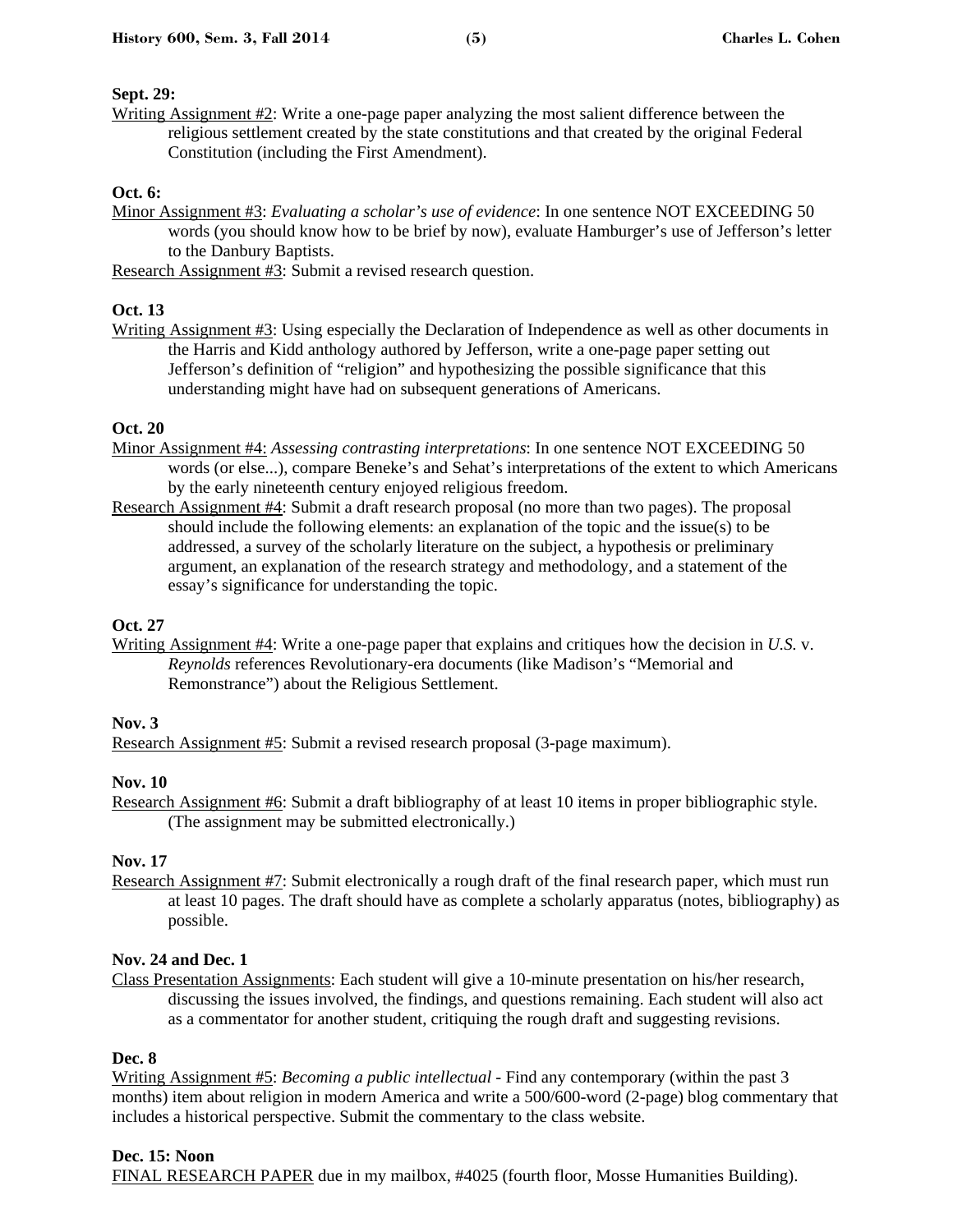**Sept. 29:**

Writing Assignment #2: Write a one-page paper analyzing the most salient difference between the religious settlement created by the state constitutions and that created by the original Federal Constitution (including the First Amendment).

**Oct. 6:**

Minor Assignment #3: *Evaluating a scholar's use of evidence*: In one sentence NOT EXCEEDING 50 words (you should know how to be brief by now), evaluate Hamburger's use of Jefferson's letter to the Danbury Baptists.

Research Assignment #3: Submit a revised research question.

**Oct. 13**

Writing Assignment #3: Using especially the Declaration of Independence as well as other documents in the Harris and Kidd anthology authored by Jefferson, write a one-page paper setting out Jefferson's definition of "religion" and hypothesizing the possible significance that this understanding might have had on subsequent generations of Americans.

**Oct. 20**

Minor Assignment #4: *Assessing contrasting interpretations*: In one sentence NOT EXCEEDING 50 words (or else...), compare Beneke's and Sehat's interpretations of the extent to which Americans by the early nineteenth century enjoyed religious freedom.

Research Assignment #4: Submit a draft research proposal (no more than two pages). The proposal should include the following elements: an explanation of the topic and the issue(s) to be addressed, a survey of the scholarly literature on the subject, a hypothesis or preliminary argument, an explanation of the research strategy and methodology, and a statement of the essay's significance for understanding the topic.

**Oct. 27**

Writing Assignment #4: Write a one-page paper that explains and critiques how the decision in *U.S.* v. *Reynolds* references Revolutionary-era documents (like Madison's "Memorial and Remonstrance") about the Religious Settlement.

**Nov. 3**

Research Assignment #5: Submit a revised research proposal (3-page maximum).

**Nov. 10**

Research Assignment #6: Submit a draft bibliography of at least 10 items in proper bibliographic style. (The assignment may be submitted electronically.)

**Nov. 17**

Research Assignment #7: Submit electronically a rough draft of the final research paper, which must run at least 10 pages. The draft should have as complete a scholarly apparatus (notes, bibliography) as possible.

**Nov. 24 and Dec. 1**

Class Presentation Assignments: Each student will give a 10-minute presentation on his/her research, discussing the issues involved, the findings, and questions remaining. Each student will also act as a commentator for another student, critiquing the rough draft and suggesting revisions.

**Dec. 8**

Writing Assignment #5: *Becoming a public intellectual* - Find any contemporary (within the past 3 months) item about religion in modern America and write a 500/600-word (2-page) blog commentary that includes a historical perspective. Submit the commentary to the class website.

**Dec. 15: Noon**

FINAL RESEARCH PAPER due in my mailbox, #4025 (fourth floor, Mosse Humanities Building).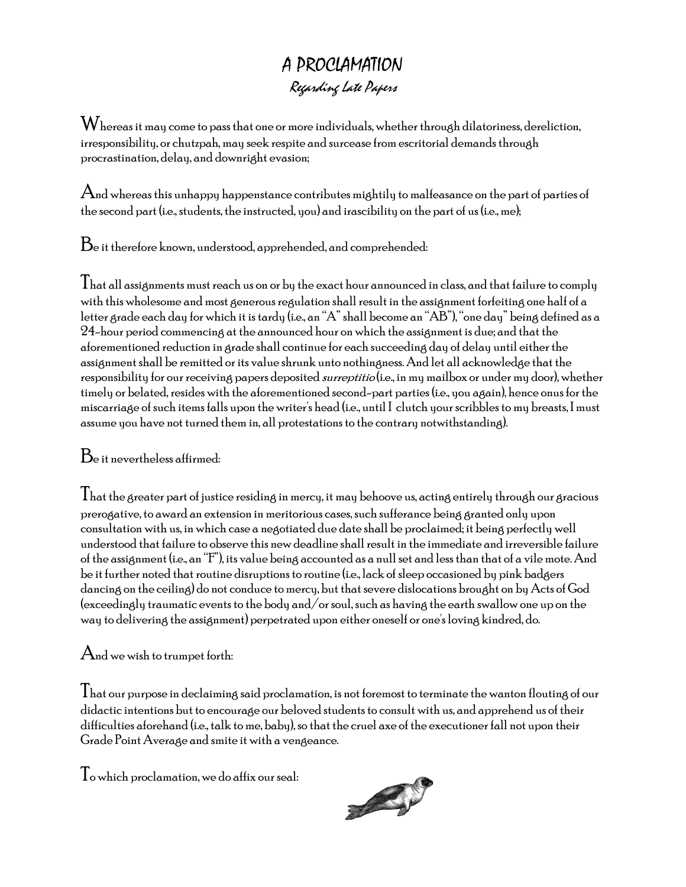# A PROCLAMATION

## *Regarding Late Papers*

Whereas it may come to pass that one or more individuals, whether through dilatoriness, dereliction, irresponsibility, or chutzpah, may seek respite and surcease from escritorial demands through procrastination, delay, and downright evasion;

And whereas this unhappy happenstance contributes mightily to malfeasance on the part of parties of the second part (i.e., students, the instructed, you) and irascibility on the part of us (i.e., me);

Be it therefore known, understood, apprehended, and comprehended:

That all assignments must reach us on or by the exact hour announced in class, and that failure to comply with this wholesome and most generous regulation shall result in the assignment forfeiting one half of a letter grade each day for which it is tardy (i.e., an "A" shall become an "AB"), "one day" being defined as a 24-hour period commencing at the announced hour on which the assignment is due; and that the aforementioned reduction in grade shall continue for each succeeding day of delay until either the assignment shall be remitted or its value shrunk unto nothingness. And let all acknowledge that the responsibility for our receiving papers deposited *surreptitio* (i.e., in my mailbox or under my door), whether timely or belated, resides with the aforementioned second-part parties (i.e., you again), hence onus for the miscarriage of such items falls upon the writer's head (i.e., until I clutch your scribbles to my breasts, I must assume you have not turned them in, all protestations to the contrary notwithstanding).

Be it nevertheless affirmed:

That the greater part of justice residing in mercy, it may behoove us, acting entirely through our gracious prerogative, to award an extension in meritorious cases, such sufferance being granted only upon consultation with us, in which case a negotiated due date shall be proclaimed; it being perfectly well understood that failure to observe this new deadline shall result in the immediate and irreversible failure of the assignment (i.e., an "F"), its value being accounted as a null set and less than that of a vile mote. And be it further noted that routine disruptions to routine (i.e., lack of sleep occasioned by pink badgers dancing on the ceiling) do not conduce to mercy, but that severe dislocations brought on by Acts of God (exceedingly traumatic events to the body and/or soul, such as having the earth swallow one up on the way to delivering the assignment) perpetrated upon either oneself or one's loving kindred, do.

And we wish to trumpet forth:

That our purpose in declaiming said proclamation, is not foremost to terminate the wanton flouting of our didactic intentions but to encourage our beloved students to consult with us, and apprehend us of their difficulties aforehand (i.e., talk to me, baby), so that the cruel axe of the executioner fall not upon their Grade Point Average and smite it with a vengeance.

To which proclamation, we do affix our seal: